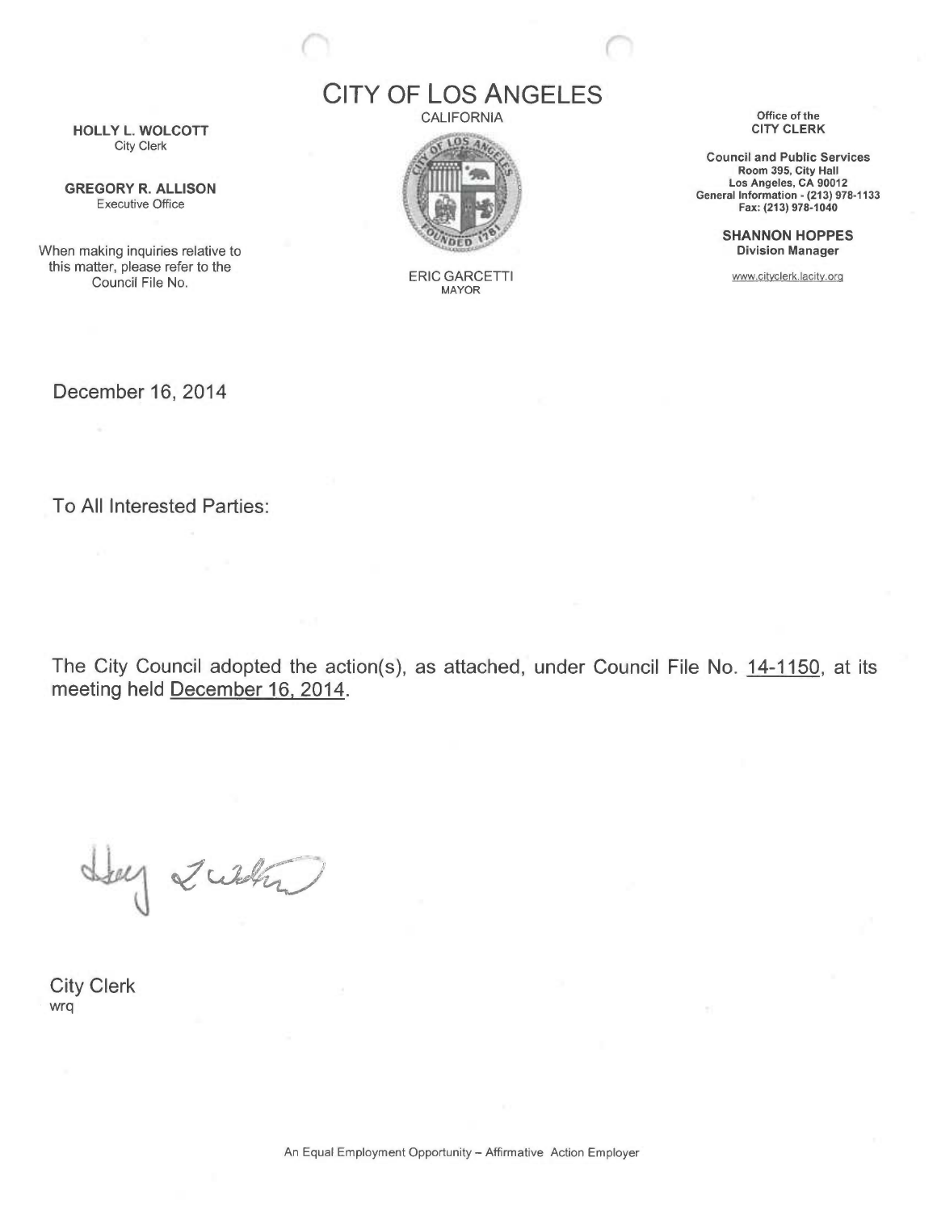# CITY OF LOS ANGELES

CALIFORNIA

ERIC GARCETTI
MAYOR

**HOLLY L. WOLCOTT**
City Clerk

**GREGORY R. ALLISON**
Executive Office

When making inquiries relative to this matter, please refer to the Council File No.

Office of the
**CITY CLERK**

**Council and Public Services**
**Room 395, City Hall**
**Los Angeles, CA 90012**
**General Information - (213) 978-1133**
**Fax: (213) 978-1040**

**SHANNON HOPPES**
**Division Manager**

www.cityclerk.lacity.org

December 16, 2014

To All Interested Parties:

The City Council adopted the action(s), as attached, under Council File No. 14-1150, at its meeting held December 16, 2014.

City Clerk
wrq

An Equal Employment Opportunity – Affirmative Action Employer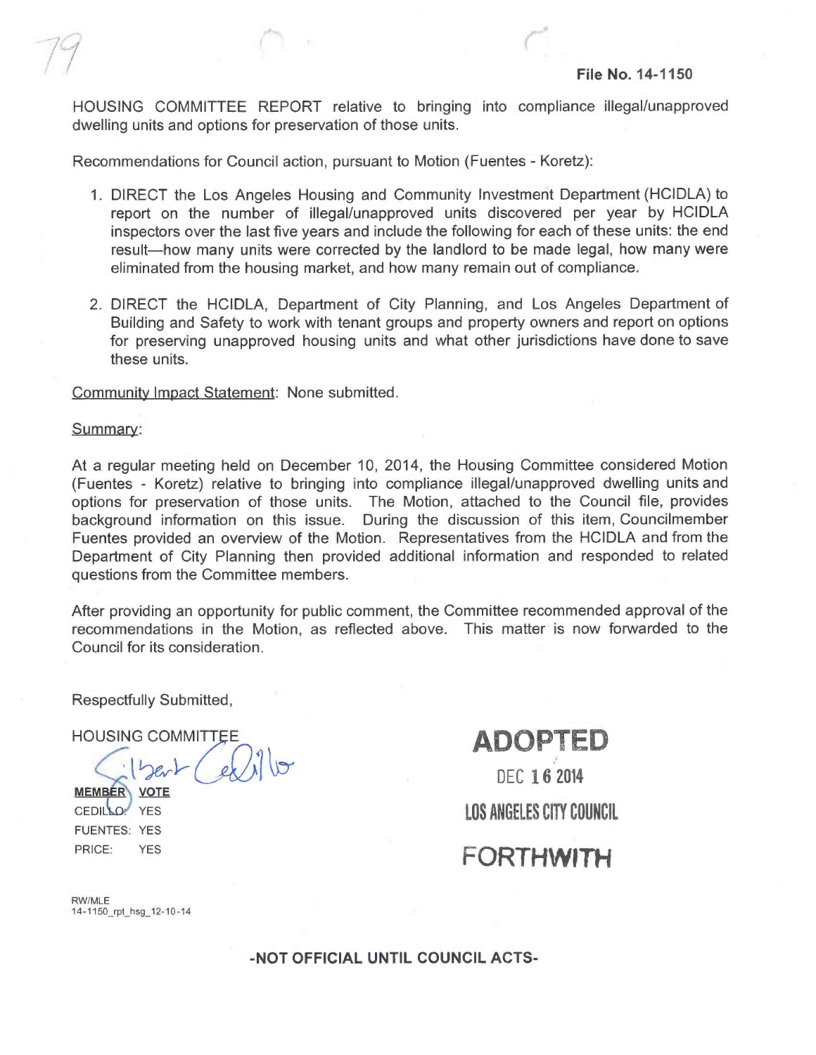File No. 14-1150

HOUSING COMMITTEE REPORT relative to bringing into compliance illegal/unapproved dwelling units and options for preservation of those units.

Recommendations for Council action, pursuant to Motion (Fuentes - Koretz):

1. DIRECT the Los Angeles Housing and Community Investment Department (HCIDLA) to report on the number of illegal/unapproved units discovered per year by HCIDLA inspectors over the last five years and include the following for each of these units: the end result—how many units were corrected by the landlord to be made legal, how many were eliminated from the housing market, and how many remain out of compliance.

2. DIRECT the HCIDLA, Department of City Planning, and Los Angeles Department of Building and Safety to work with tenant groups and property owners and report on options for preserving unapproved housing units and what other jurisdictions have done to save these units.

Community Impact Statement: None submitted.

Summary:

At a regular meeting held on December 10, 2014, the Housing Committee considered Motion (Fuentes - Koretz) relative to bringing into compliance illegal/unapproved dwelling units and options for preservation of those units. The Motion, attached to the Council file, provides background information on this issue. During the discussion of this item, Councilmember Fuentes provided an overview of the Motion. Representatives from the HCIDLA and from the Department of City Planning then provided additional information and responded to related questions from the Committee members.

After providing an opportunity for public comment, the Committee recommended approval of the recommendations in the Motion, as reflected above. This matter is now forwarded to the Council for its consideration.

Respectfully Submitted,

HOUSING COMMITTEE

| MEMBER | VOTE |
|---|---|
| CEDILLO: | YES |
| FUENTES: | YES |
| PRICE: | YES |

**ADOPTED**

DEC 16 2014

LOS ANGELES CITY COUNCIL

**FORTHWITH**

RW/MLE
14-1150_rpt_hsg_12-10-14

**-NOT OFFICIAL UNTIL COUNCIL ACTS-**